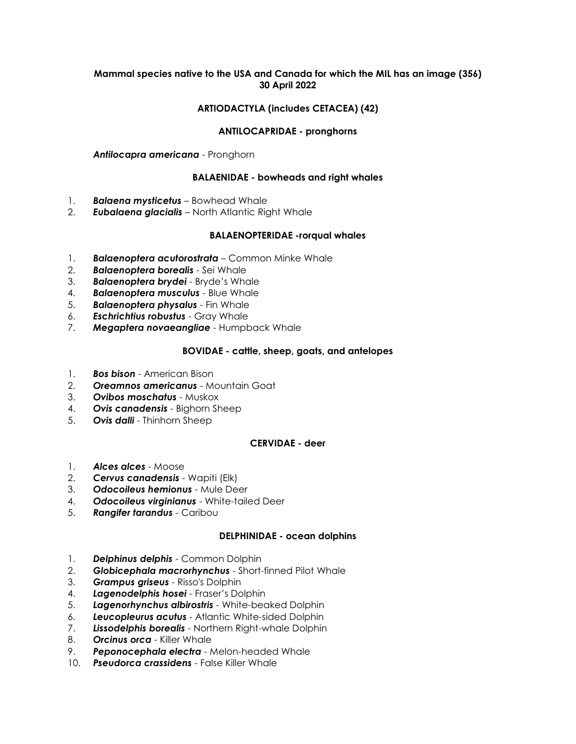**Mammal species native to the USA and Canada for which the MIL has an image (356)**
**30 April 2022**

## ARTIODACTYLA (includes CETACEA) (42)

### ANTILOCAPRIDAE - pronghorns

***Antilocapra americana*** - Pronghorn

### BALAENIDAE - bowheads and right whales

1. ***Balaena mysticetus*** – Bowhead Whale
2. ***Eubalaena glacialis*** – North Atlantic Right Whale

### BALAENOPTERIDAE -rorqual whales

1. ***Balaenoptera acutorostrata*** – Common Minke Whale
2. ***Balaenoptera borealis*** - Sei Whale
3. ***Balaenoptera brydei*** - Bryde's Whale
4. ***Balaenoptera musculus*** - Blue Whale
5. ***Balaenoptera physalus*** - Fin Whale
6. ***Eschrichtius robustus*** - Gray Whale
7. ***Megaptera novaeangliae*** - Humpback Whale

### BOVIDAE - cattle, sheep, goats, and antelopes

1. ***Bos bison*** - American Bison
2. ***Oreamnos americanus*** - Mountain Goat
3. ***Ovibos moschatus*** - Muskox
4. ***Ovis canadensis*** - Bighorn Sheep
5. ***Ovis dalli*** - Thinhorn Sheep

### CERVIDAE - deer

1. ***Alces alces*** - Moose
2. ***Cervus canadensis*** - Wapiti (Elk)
3. ***Odocoileus hemionus*** - Mule Deer
4. ***Odocoileus virginianus*** - White-tailed Deer
5. ***Rangifer tarandus*** - Caribou

### DELPHINIDAE - ocean dolphins

1. ***Delphinus delphis*** - Common Dolphin
2. ***Globicephala macrorhynchus*** - Short-finned Pilot Whale
3. ***Grampus griseus*** - Risso's Dolphin
4. ***Lagenodelphis hosei*** - Fraser's Dolphin
5. ***Lagenorhynchus albirostris*** - White-beaked Dolphin
6. ***Leucopleurus acutus*** - Atlantic White-sided Dolphin
7. ***Lissodelphis borealis*** - Northern Right-whale Dolphin
8. ***Orcinus orca*** - Killer Whale
9. ***Peponocephala electra*** - Melon-headed Whale
10. ***Pseudorca crassidens*** - False Killer Whale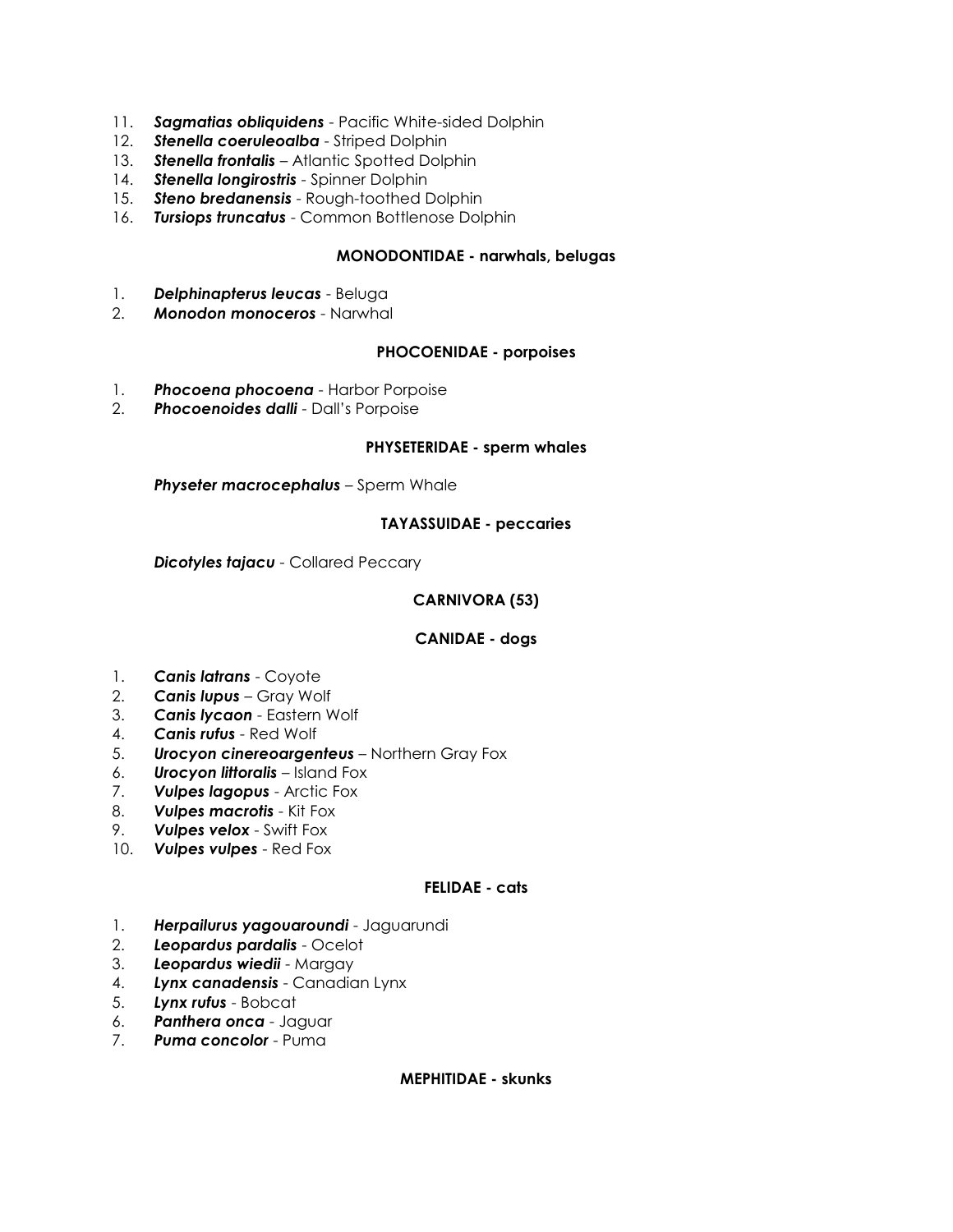11. ***Sagmatias obliquidens*** - Pacific White-sided Dolphin
12. ***Stenella coeruleoalba*** - Striped Dolphin
13. ***Stenella frontalis*** – Atlantic Spotted Dolphin
14. ***Stenella longirostris*** - Spinner Dolphin
15. ***Steno bredanensis*** - Rough-toothed Dolphin
16. ***Tursiops truncatus*** - Common Bottlenose Dolphin

**MONODONTIDAE - narwhals, belugas**

1. ***Delphinapterus leucas*** - Beluga
2. ***Monodon monoceros*** - Narwhal

**PHOCOENIDAE - porpoises**

1. ***Phocoena phocoena*** - Harbor Porpoise
2. ***Phocoenoides dalli*** - Dall's Porpoise

**PHYSETERIDAE - sperm whales**

***Physeter macrocephalus*** – Sperm Whale

**TAYASSUIDAE - peccaries**

***Dicotyles tajacu*** - Collared Peccary

**CARNIVORA (53)**

**CANIDAE - dogs**

1. ***Canis latrans*** - Coyote
2. ***Canis lupus*** – Gray Wolf
3. ***Canis lycaon*** - Eastern Wolf
4. ***Canis rufus*** - Red Wolf
5. ***Urocyon cinereoargenteus*** – Northern Gray Fox
6. ***Urocyon littoralis*** – Island Fox
7. ***Vulpes lagopus*** - Arctic Fox
8. ***Vulpes macrotis*** - Kit Fox
9. ***Vulpes velox*** - Swift Fox
10. ***Vulpes vulpes*** - Red Fox

**FELIDAE - cats**

1. ***Herpailurus yagouaroundi*** - Jaguarundi
2. ***Leopardus pardalis*** - Ocelot
3. ***Leopardus wiedii*** - Margay
4. ***Lynx canadensis*** - Canadian Lynx
5. ***Lynx rufus*** - Bobcat
6. ***Panthera onca*** - Jaguar
7. ***Puma concolor*** - Puma

**MEPHITIDAE - skunks**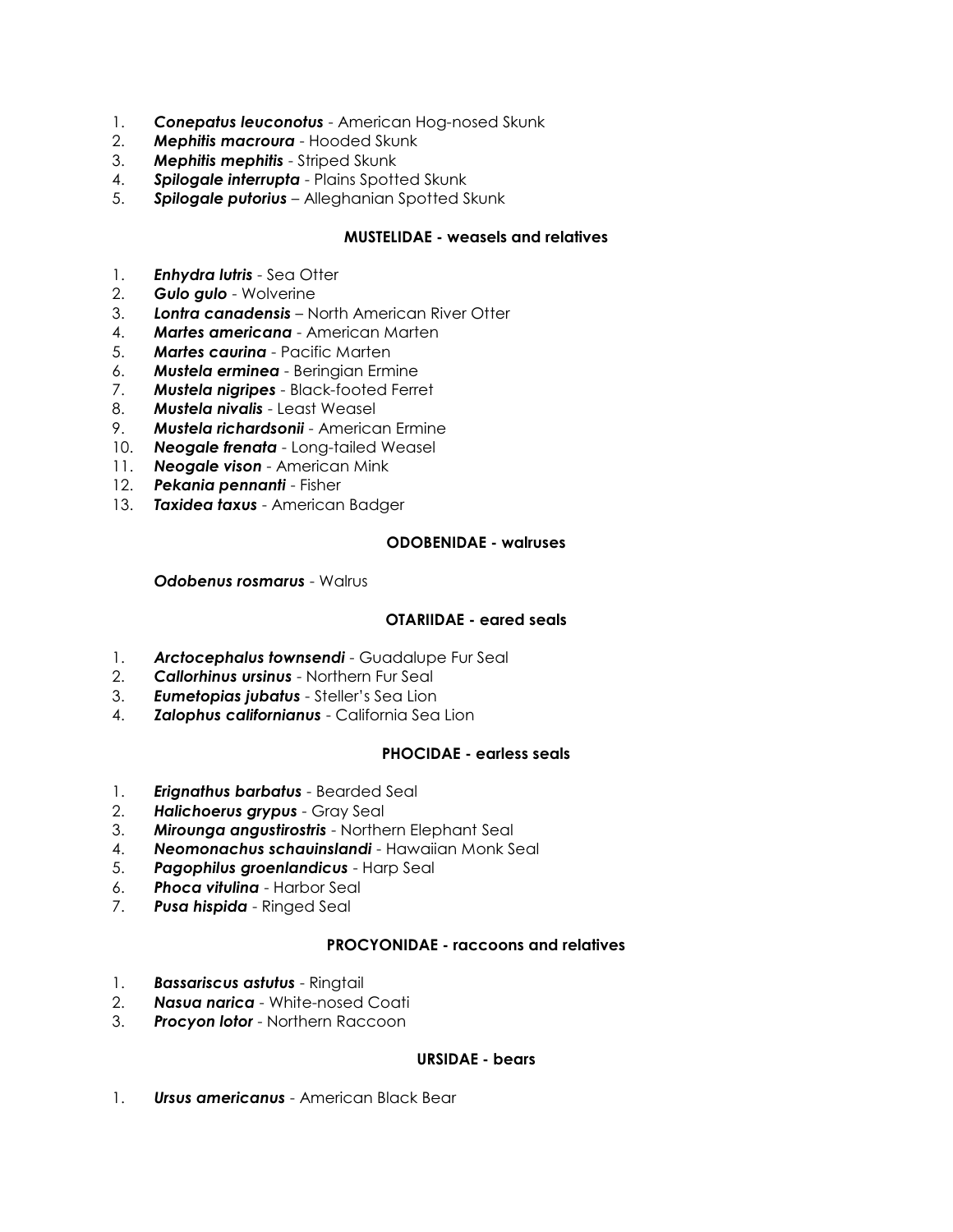1. ***Conepatus leuconotus*** - American Hog-nosed Skunk
2. ***Mephitis macroura*** - Hooded Skunk
3. ***Mephitis mephitis*** - Striped Skunk
4. ***Spilogale interrupta*** - Plains Spotted Skunk
5. ***Spilogale putorius*** – Alleghanian Spotted Skunk

**MUSTELIDAE - weasels and relatives**

1. ***Enhydra lutris*** - Sea Otter
2. ***Gulo gulo*** - Wolverine
3. ***Lontra canadensis*** – North American River Otter
4. ***Martes americana*** - American Marten
5. ***Martes caurina*** - Pacific Marten
6. ***Mustela erminea*** - Beringian Ermine
7. ***Mustela nigripes*** - Black-footed Ferret
8. ***Mustela nivalis*** - Least Weasel
9. ***Mustela richardsonii*** - American Ermine
10. ***Neogale frenata*** - Long-tailed Weasel
11. ***Neogale vison*** - American Mink
12. ***Pekania pennanti*** - Fisher
13. ***Taxidea taxus*** - American Badger

**ODOBENIDAE - walruses**

***Odobenus rosmarus*** - Walrus

**OTARIIDAE - eared seals**

1. ***Arctocephalus townsendi*** - Guadalupe Fur Seal
2. ***Callorhinus ursinus*** - Northern Fur Seal
3. ***Eumetopias jubatus*** - Steller's Sea Lion
4. ***Zalophus californianus*** - California Sea Lion

**PHOCIDAE - earless seals**

1. ***Erignathus barbatus*** - Bearded Seal
2. ***Halichoerus grypus*** - Gray Seal
3. ***Mirounga angustirostris*** - Northern Elephant Seal
4. ***Neomonachus schauinslandi*** - Hawaiian Monk Seal
5. ***Pagophilus groenlandicus*** - Harp Seal
6. ***Phoca vitulina*** - Harbor Seal
7. ***Pusa hispida*** - Ringed Seal

**PROCYONIDAE - raccoons and relatives**

1. ***Bassariscus astutus*** - Ringtail
2. ***Nasua narica*** - White-nosed Coati
3. ***Procyon lotor*** - Northern Raccoon

**URSIDAE - bears**

1. ***Ursus americanus*** - American Black Bear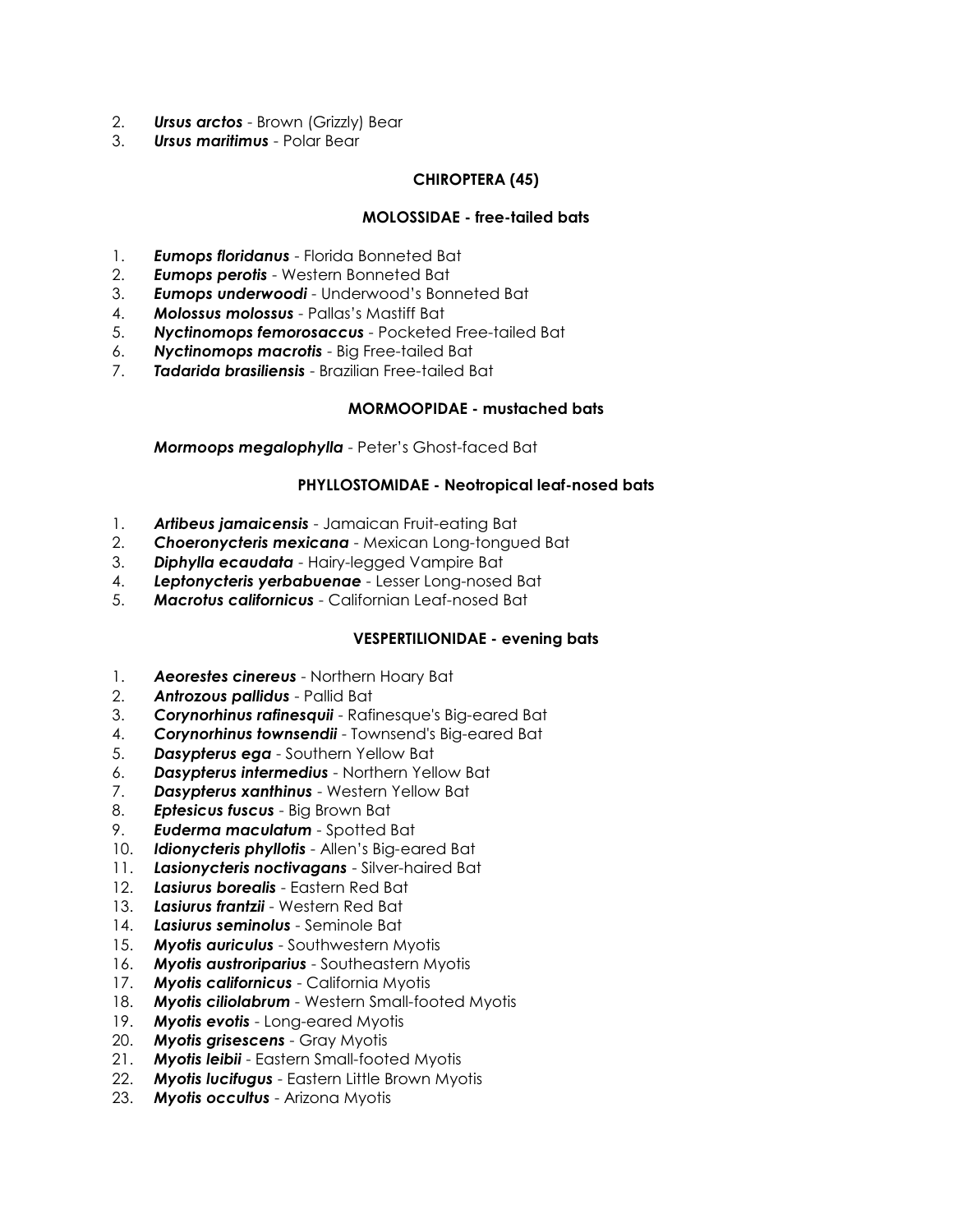2. ***Ursus arctos*** - Brown (Grizzly) Bear
3. ***Ursus maritimus*** - Polar Bear

### CHIROPTERA (45)

#### MOLOSSIDAE - free-tailed bats

1. ***Eumops floridanus*** - Florida Bonneted Bat
2. ***Eumops perotis*** - Western Bonneted Bat
3. ***Eumops underwoodi*** - Underwood's Bonneted Bat
4. ***Molossus molossus*** - Pallas's Mastiff Bat
5. ***Nyctinomops femorosaccus*** - Pocketed Free-tailed Bat
6. ***Nyctinomops macrotis*** - Big Free-tailed Bat
7. ***Tadarida brasiliensis*** - Brazilian Free-tailed Bat

#### MORMOOPIDAE - mustached bats

***Mormoops megalophylla*** - Peter's Ghost-faced Bat

#### PHYLLOSTOMIDAE - Neotropical leaf-nosed bats

1. ***Artibeus jamaicensis*** - Jamaican Fruit-eating Bat
2. ***Choeronycteris mexicana*** - Mexican Long-tongued Bat
3. ***Diphylla ecaudata*** - Hairy-legged Vampire Bat
4. ***Leptonycteris yerbabuenae*** - Lesser Long-nosed Bat
5. ***Macrotus californicus*** - Californian Leaf-nosed Bat

#### VESPERTILIONIDAE - evening bats

1. ***Aeorestes cinereus*** - Northern Hoary Bat
2. ***Antrozous pallidus*** - Pallid Bat
3. ***Corynorhinus rafinesquii*** - Rafinesque's Big-eared Bat
4. ***Corynorhinus townsendii*** - Townsend's Big-eared Bat
5. ***Dasypterus ega*** - Southern Yellow Bat
6. ***Dasypterus intermedius*** - Northern Yellow Bat
7. ***Dasypterus xanthinus*** - Western Yellow Bat
8. ***Eptesicus fuscus*** - Big Brown Bat
9. ***Euderma maculatum*** - Spotted Bat
10. ***Idionycteris phyllotis*** - Allen's Big-eared Bat
11. ***Lasionycteris noctivagans*** - Silver-haired Bat
12. ***Lasiurus borealis*** - Eastern Red Bat
13. ***Lasiurus frantzii*** - Western Red Bat
14. ***Lasiurus seminolus*** - Seminole Bat
15. ***Myotis auriculus*** - Southwestern Myotis
16. ***Myotis austroriparius*** - Southeastern Myotis
17. ***Myotis californicus*** - California Myotis
18. ***Myotis ciliolabrum*** - Western Small-footed Myotis
19. ***Myotis evotis*** - Long-eared Myotis
20. ***Myotis grisescens*** - Gray Myotis
21. ***Myotis leibii*** - Eastern Small-footed Myotis
22. ***Myotis lucifugus*** - Eastern Little Brown Myotis
23. ***Myotis occultus*** - Arizona Myotis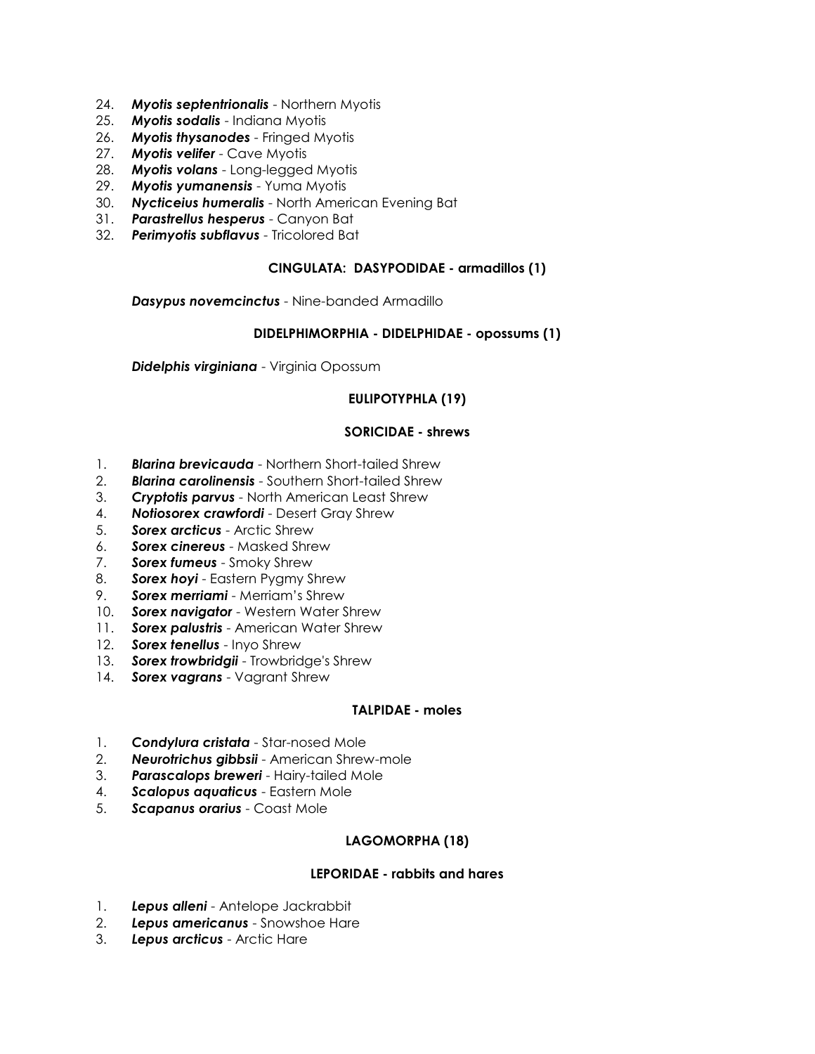24. ***Myotis septentrionalis*** - Northern Myotis
25. ***Myotis sodalis*** - Indiana Myotis
26. ***Myotis thysanodes*** - Fringed Myotis
27. ***Myotis velifer*** - Cave Myotis
28. ***Myotis volans*** - Long-legged Myotis
29. ***Myotis yumanensis*** - Yuma Myotis
30. ***Nycticeius humeralis*** - North American Evening Bat
31. ***Parastrellus hesperus*** - Canyon Bat
32. ***Perimyotis subflavus*** - Tricolored Bat

**CINGULATA: DASYPODIDAE - armadillos (1)**

***Dasypus novemcinctus*** - Nine-banded Armadillo

**DIDELPHIMORPHIA - DIDELPHIDAE - opossums (1)**

***Didelphis virginiana*** - Virginia Opossum

**EULIPOTYPHLA (19)**

**SORICIDAE - shrews**

1. ***Blarina brevicauda*** - Northern Short-tailed Shrew
2. ***Blarina carolinensis*** - Southern Short-tailed Shrew
3. ***Cryptotis parvus*** - North American Least Shrew
4. ***Notiosorex crawfordi*** - Desert Gray Shrew
5. ***Sorex arcticus*** - Arctic Shrew
6. ***Sorex cinereus*** - Masked Shrew
7. ***Sorex fumeus*** - Smoky Shrew
8. ***Sorex hoyi*** - Eastern Pygmy Shrew
9. ***Sorex merriami*** - Merriam's Shrew
10. ***Sorex navigator*** - Western Water Shrew
11. ***Sorex palustris*** - American Water Shrew
12. ***Sorex tenellus*** - Inyo Shrew
13. ***Sorex trowbridgii*** - Trowbridge's Shrew
14. ***Sorex vagrans*** - Vagrant Shrew

**TALPIDAE - moles**

1. ***Condylura cristata*** - Star-nosed Mole
2. ***Neurotrichus gibbsii*** - American Shrew-mole
3. ***Parascalops breweri*** - Hairy-tailed Mole
4. ***Scalopus aquaticus*** - Eastern Mole
5. ***Scapanus orarius*** - Coast Mole

**LAGOMORPHA (18)**

**LEPORIDAE - rabbits and hares**

1. ***Lepus alleni*** - Antelope Jackrabbit
2. ***Lepus americanus*** - Snowshoe Hare
3. ***Lepus arcticus*** - Arctic Hare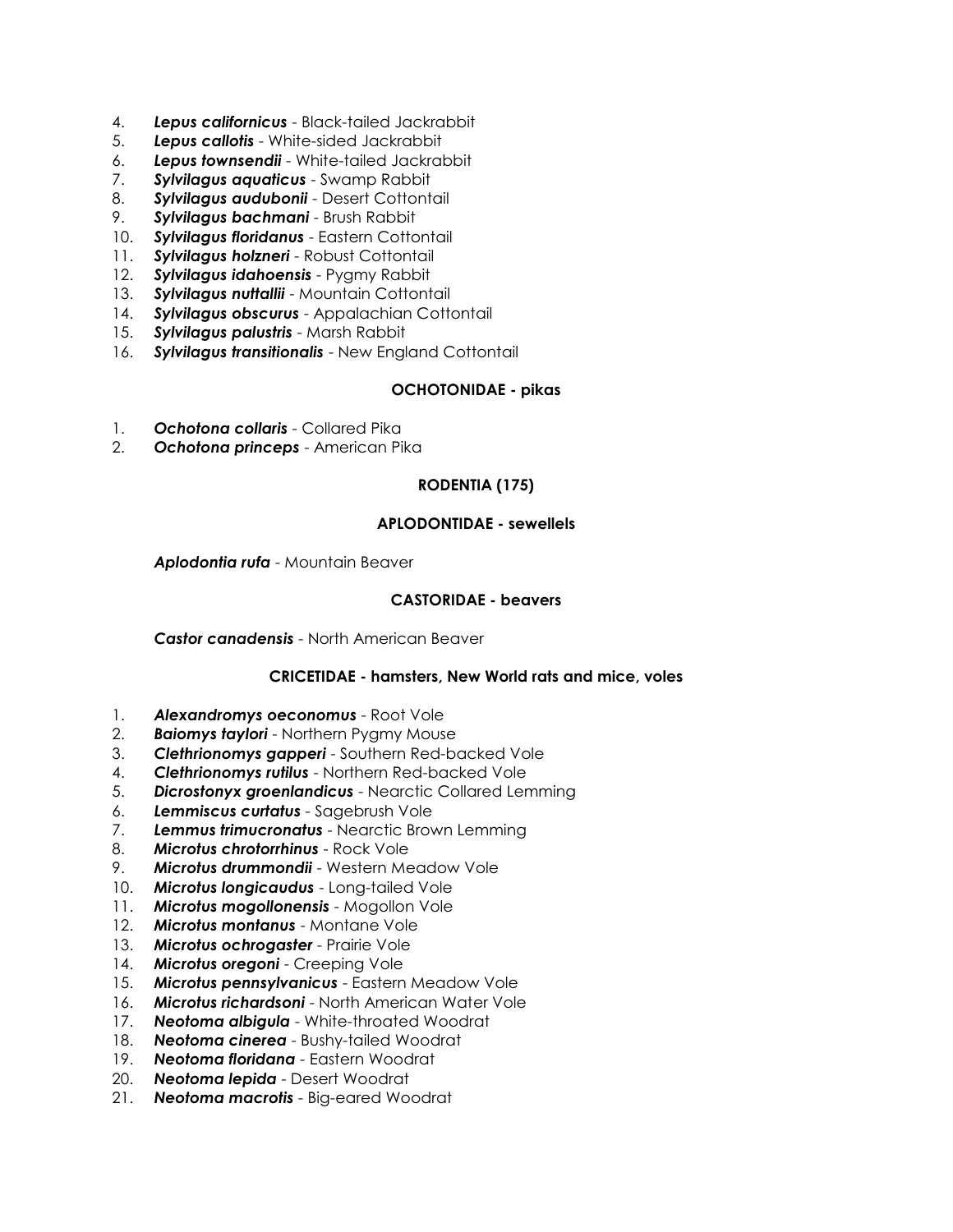4. ***Lepus californicus*** - Black-tailed Jackrabbit
5. ***Lepus callotis*** - White-sided Jackrabbit
6. ***Lepus townsendii*** - White-tailed Jackrabbit
7. ***Sylvilagus aquaticus*** - Swamp Rabbit
8. ***Sylvilagus audubonii*** - Desert Cottontail
9. ***Sylvilagus bachmani*** - Brush Rabbit
10. ***Sylvilagus floridanus*** - Eastern Cottontail
11. ***Sylvilagus holzneri*** - Robust Cottontail
12. ***Sylvilagus idahoensis*** - Pygmy Rabbit
13. ***Sylvilagus nuttallii*** - Mountain Cottontail
14. ***Sylvilagus obscurus*** - Appalachian Cottontail
15. ***Sylvilagus palustris*** - Marsh Rabbit
16. ***Sylvilagus transitionalis*** - New England Cottontail

**OCHOTONIDAE - pikas**

1. ***Ochotona collaris*** - Collared Pika
2. ***Ochotona princeps*** - American Pika

**RODENTIA (175)**

**APLODONTIDAE - sewellels**

***Aplodontia rufa*** - Mountain Beaver

**CASTORIDAE - beavers**

***Castor canadensis*** - North American Beaver

**CRICETIDAE - hamsters, New World rats and mice, voles**

1. ***Alexandromys oeconomus*** - Root Vole
2. ***Baiomys taylori*** - Northern Pygmy Mouse
3. ***Clethrionomys gapperi*** - Southern Red-backed Vole
4. ***Clethrionomys rutilus*** - Northern Red-backed Vole
5. ***Dicrostonyx groenlandicus*** - Nearctic Collared Lemming
6. ***Lemmiscus curtatus*** - Sagebrush Vole
7. ***Lemmus trimucronatus*** - Nearctic Brown Lemming
8. ***Microtus chrotorrhinus*** - Rock Vole
9. ***Microtus drummondii*** - Western Meadow Vole
10. ***Microtus longicaudus*** - Long-tailed Vole
11. ***Microtus mogollonensis*** - Mogollon Vole
12. ***Microtus montanus*** - Montane Vole
13. ***Microtus ochrogaster*** - Prairie Vole
14. ***Microtus oregoni*** - Creeping Vole
15. ***Microtus pennsylvanicus*** - Eastern Meadow Vole
16. ***Microtus richardsoni*** - North American Water Vole
17. ***Neotoma albigula*** - White-throated Woodrat
18. ***Neotoma cinerea*** - Bushy-tailed Woodrat
19. ***Neotoma floridana*** - Eastern Woodrat
20. ***Neotoma lepida*** - Desert Woodrat
21. ***Neotoma macrotis*** - Big-eared Woodrat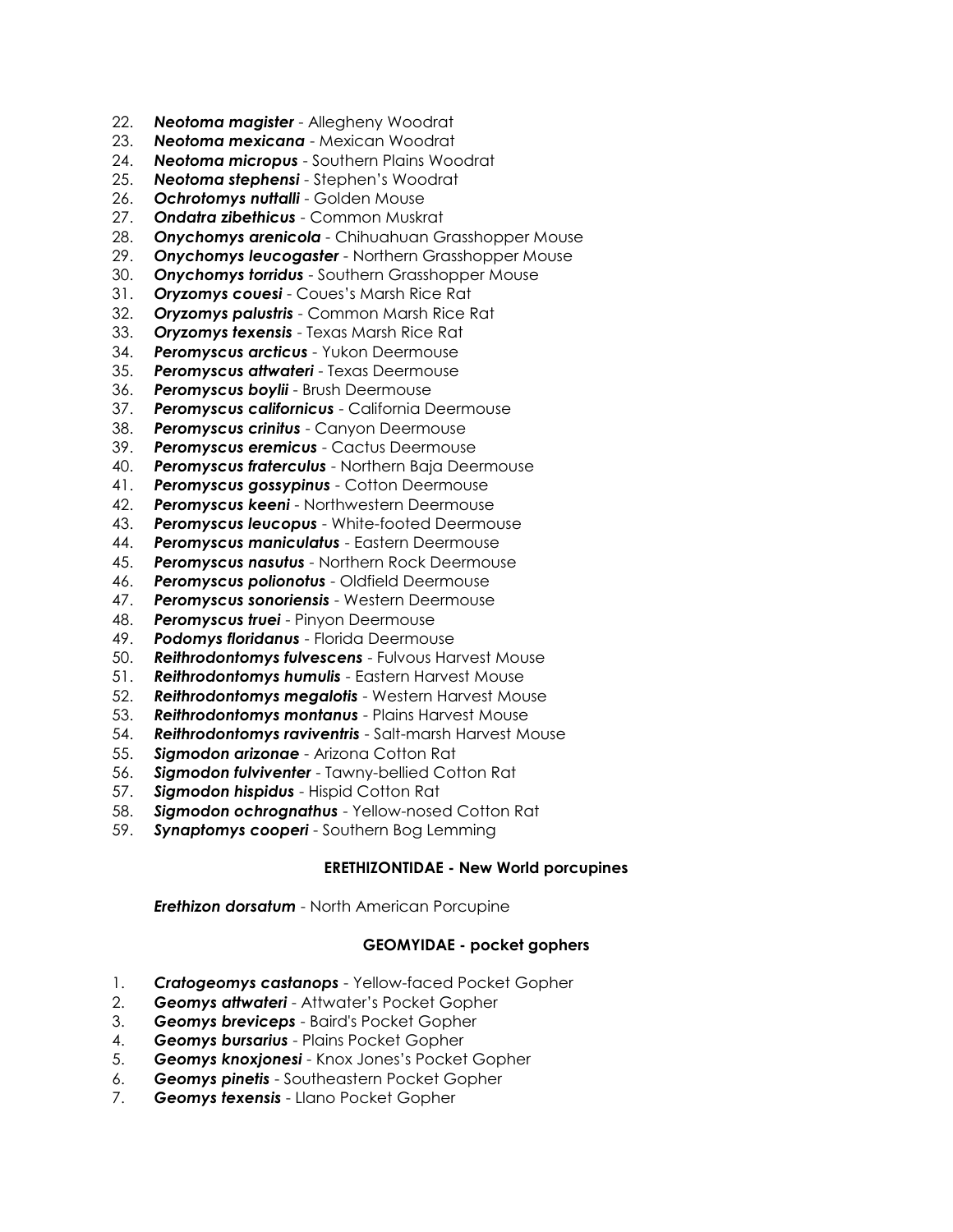22. ***Neotoma magister*** - Allegheny Woodrat
23. ***Neotoma mexicana*** - Mexican Woodrat
24. ***Neotoma micropus*** - Southern Plains Woodrat
25. ***Neotoma stephensi*** - Stephen's Woodrat
26. ***Ochrotomys nuttalli*** - Golden Mouse
27. ***Ondatra zibethicus*** - Common Muskrat
28. ***Onychomys arenicola*** - Chihuahuan Grasshopper Mouse
29. ***Onychomys leucogaster*** - Northern Grasshopper Mouse
30. ***Onychomys torridus*** - Southern Grasshopper Mouse
31. ***Oryzomys couesi*** - Coues's Marsh Rice Rat
32. ***Oryzomys palustris*** - Common Marsh Rice Rat
33. ***Oryzomys texensis*** - Texas Marsh Rice Rat
34. ***Peromyscus arcticus*** - Yukon Deermouse
35. ***Peromyscus attwateri*** - Texas Deermouse
36. ***Peromyscus boylii*** - Brush Deermouse
37. ***Peromyscus californicus*** - California Deermouse
38. ***Peromyscus crinitus*** - Canyon Deermouse
39. ***Peromyscus eremicus*** - Cactus Deermouse
40. ***Peromyscus fraterculus*** - Northern Baja Deermouse
41. ***Peromyscus gossypinus*** - Cotton Deermouse
42. ***Peromyscus keeni*** - Northwestern Deermouse
43. ***Peromyscus leucopus*** - White-footed Deermouse
44. ***Peromyscus maniculatus*** - Eastern Deermouse
45. ***Peromyscus nasutus*** - Northern Rock Deermouse
46. ***Peromyscus polionotus*** - Oldfield Deermouse
47. ***Peromyscus sonoriensis*** - Western Deermouse
48. ***Peromyscus truei*** - Pinyon Deermouse
49. ***Podomys floridanus*** - Florida Deermouse
50. ***Reithrodontomys fulvescens*** - Fulvous Harvest Mouse
51. ***Reithrodontomys humulis*** - Eastern Harvest Mouse
52. ***Reithrodontomys megalotis*** - Western Harvest Mouse
53. ***Reithrodontomys montanus*** - Plains Harvest Mouse
54. ***Reithrodontomys raviventris*** - Salt-marsh Harvest Mouse
55. ***Sigmodon arizonae*** - Arizona Cotton Rat
56. ***Sigmodon fulviventer*** - Tawny-bellied Cotton Rat
57. ***Sigmodon hispidus*** - Hispid Cotton Rat
58. ***Sigmodon ochrognathus*** - Yellow-nosed Cotton Rat
59. ***Synaptomys cooperi*** - Southern Bog Lemming

### ERETHIZONTIDAE - New World porcupines

***Erethizon dorsatum*** - North American Porcupine

### GEOMYIDAE - pocket gophers

1. ***Cratogeomys castanops*** - Yellow-faced Pocket Gopher
2. ***Geomys attwateri*** - Attwater's Pocket Gopher
3. ***Geomys breviceps*** - Baird's Pocket Gopher
4. ***Geomys bursarius*** - Plains Pocket Gopher
5. ***Geomys knoxjonesi*** - Knox Jones's Pocket Gopher
6. ***Geomys pinetis*** - Southeastern Pocket Gopher
7. ***Geomys texensis*** - Llano Pocket Gopher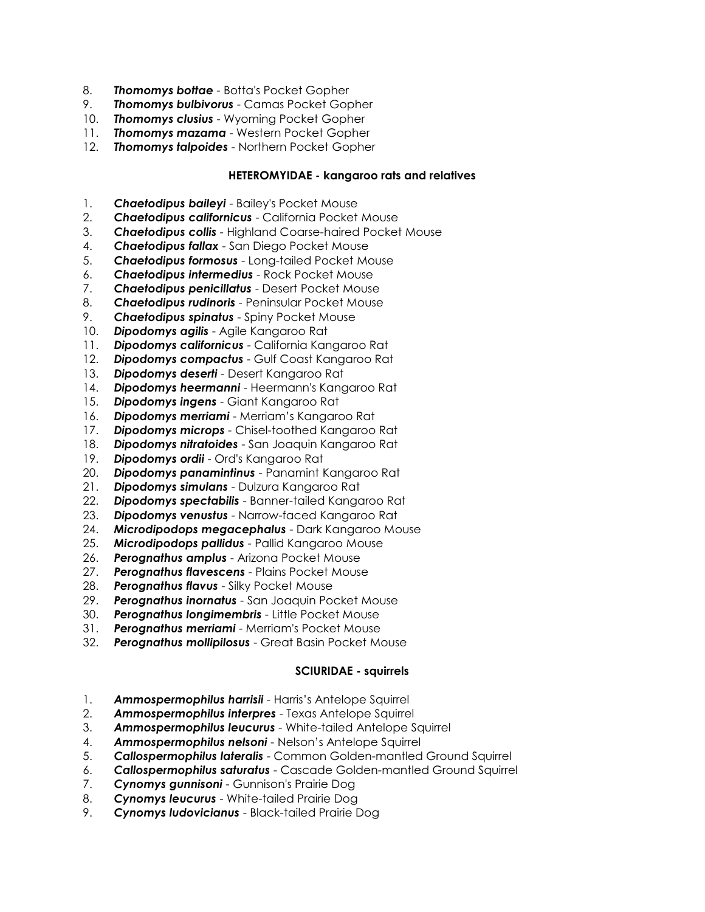8. ***Thomomys bottae*** - Botta's Pocket Gopher
9. ***Thomomys bulbivorus*** - Camas Pocket Gopher
10. ***Thomomys clusius*** - Wyoming Pocket Gopher
11. ***Thomomys mazama*** - Western Pocket Gopher
12. ***Thomomys talpoides*** - Northern Pocket Gopher

### HETEROMYIDAE - kangaroo rats and relatives

1. ***Chaetodipus baileyi*** - Bailey's Pocket Mouse
2. ***Chaetodipus californicus*** - California Pocket Mouse
3. ***Chaetodipus collis*** - Highland Coarse-haired Pocket Mouse
4. ***Chaetodipus fallax*** - San Diego Pocket Mouse
5. ***Chaetodipus formosus*** - Long-tailed Pocket Mouse
6. ***Chaetodipus intermedius*** - Rock Pocket Mouse
7. ***Chaetodipus penicillatus*** - Desert Pocket Mouse
8. ***Chaetodipus rudinoris*** - Peninsular Pocket Mouse
9. ***Chaetodipus spinatus*** - Spiny Pocket Mouse
10. ***Dipodomys agilis*** - Agile Kangaroo Rat
11. ***Dipodomys californicus*** - California Kangaroo Rat
12. ***Dipodomys compactus*** - Gulf Coast Kangaroo Rat
13. ***Dipodomys deserti*** - Desert Kangaroo Rat
14. ***Dipodomys heermanni*** - Heermann's Kangaroo Rat
15. ***Dipodomys ingens*** - Giant Kangaroo Rat
16. ***Dipodomys merriami*** - Merriam's Kangaroo Rat
17. ***Dipodomys microps*** - Chisel-toothed Kangaroo Rat
18. ***Dipodomys nitratoides*** - San Joaquin Kangaroo Rat
19. ***Dipodomys ordii*** - Ord's Kangaroo Rat
20. ***Dipodomys panamintinus*** - Panamint Kangaroo Rat
21. ***Dipodomys simulans*** - Dulzura Kangaroo Rat
22. ***Dipodomys spectabilis*** - Banner-tailed Kangaroo Rat
23. ***Dipodomys venustus*** - Narrow-faced Kangaroo Rat
24. ***Microdipodops megacephalus*** - Dark Kangaroo Mouse
25. ***Microdipodops pallidus*** - Pallid Kangaroo Mouse
26. ***Perognathus amplus*** - Arizona Pocket Mouse
27. ***Perognathus flavescens*** - Plains Pocket Mouse
28. ***Perognathus flavus*** - Silky Pocket Mouse
29. ***Perognathus inornatus*** - San Joaquin Pocket Mouse
30. ***Perognathus longimembris*** - Little Pocket Mouse
31. ***Perognathus merriami*** - Merriam's Pocket Mouse
32. ***Perognathus mollipilosus*** - Great Basin Pocket Mouse

### SCIURIDAE - squirrels

1. ***Ammospermophilus harrisii*** - Harris's Antelope Squirrel
2. ***Ammospermophilus interpres*** - Texas Antelope Squirrel
3. ***Ammospermophilus leucurus*** - White-tailed Antelope Squirrel
4. ***Ammospermophilus nelsoni*** - Nelson's Antelope Squirrel
5. ***Callospermophilus lateralis*** - Common Golden-mantled Ground Squirrel
6. ***Callospermophilus saturatus*** - Cascade Golden-mantled Ground Squirrel
7. ***Cynomys gunnisoni*** - Gunnison's Prairie Dog
8. ***Cynomys leucurus*** - White-tailed Prairie Dog
9. ***Cynomys ludovicianus*** - Black-tailed Prairie Dog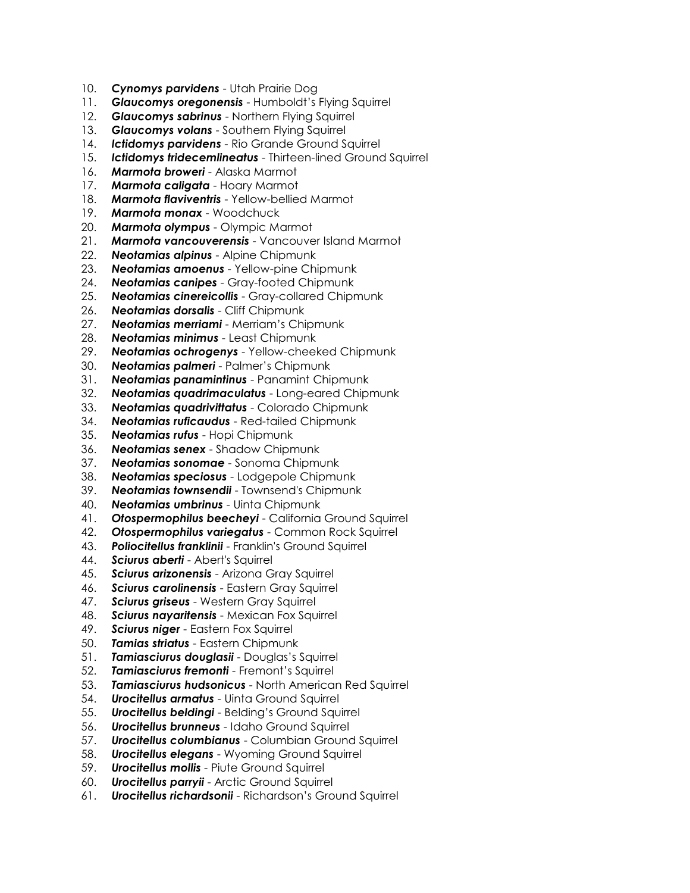10. ***Cynomys parvidens*** - Utah Prairie Dog
11. ***Glaucomys oregonensis*** - Humboldt's Flying Squirrel
12. ***Glaucomys sabrinus*** - Northern Flying Squirrel
13. ***Glaucomys volans*** - Southern Flying Squirrel
14. ***Ictidomys parvidens*** - Rio Grande Ground Squirrel
15. ***Ictidomys tridecemlineatus*** - Thirteen-lined Ground Squirrel
16. ***Marmota broweri*** - Alaska Marmot
17. ***Marmota caligata*** - Hoary Marmot
18. ***Marmota flaviventris*** - Yellow-bellied Marmot
19. ***Marmota monax*** - Woodchuck
20. ***Marmota olympus*** - Olympic Marmot
21. ***Marmota vancouverensis*** - Vancouver Island Marmot
22. ***Neotamias alpinus*** - Alpine Chipmunk
23. ***Neotamias amoenus*** - Yellow-pine Chipmunk
24. ***Neotamias canipes*** - Gray-footed Chipmunk
25. ***Neotamias cinereicollis*** - Gray-collared Chipmunk
26. ***Neotamias dorsalis*** - Cliff Chipmunk
27. ***Neotamias merriami*** - Merriam's Chipmunk
28. ***Neotamias minimus*** - Least Chipmunk
29. ***Neotamias ochrogenys*** - Yellow-cheeked Chipmunk
30. ***Neotamias palmeri*** - Palmer's Chipmunk
31. ***Neotamias panamintinus*** - Panamint Chipmunk
32. ***Neotamias quadrimaculatus*** - Long-eared Chipmunk
33. ***Neotamias quadrivittatus*** - Colorado Chipmunk
34. ***Neotamias ruficaudus*** - Red-tailed Chipmunk
35. ***Neotamias rufus*** - Hopi Chipmunk
36. ***Neotamias senex*** - Shadow Chipmunk
37. ***Neotamias sonomae*** - Sonoma Chipmunk
38. ***Neotamias speciosus*** - Lodgepole Chipmunk
39. ***Neotamias townsendii*** - Townsend's Chipmunk
40. ***Neotamias umbrinus*** - Uinta Chipmunk
41. ***Otospermophilus beecheyi*** - California Ground Squirrel
42. ***Otospermophilus variegatus*** - Common Rock Squirrel
43. ***Poliocitellus franklinii*** - Franklin's Ground Squirrel
44. ***Sciurus aberti*** - Abert's Squirrel
45. ***Sciurus arizonensis*** - Arizona Gray Squirrel
46. ***Sciurus carolinensis*** - Eastern Gray Squirrel
47. ***Sciurus griseus*** - Western Gray Squirrel
48. ***Sciurus nayaritensis*** - Mexican Fox Squirrel
49. ***Sciurus niger*** - Eastern Fox Squirrel
50. ***Tamias striatus*** - Eastern Chipmunk
51. ***Tamiasciurus douglasii*** - Douglas's Squirrel
52. ***Tamiasciurus fremonti*** - Fremont's Squirrel
53. ***Tamiasciurus hudsonicus*** - North American Red Squirrel
54. ***Urocitellus armatus*** - Uinta Ground Squirrel
55. ***Urocitellus beldingi*** - Belding's Ground Squirrel
56. ***Urocitellus brunneus*** - Idaho Ground Squirrel
57. ***Urocitellus columbianus*** - Columbian Ground Squirrel
58. ***Urocitellus elegans*** - Wyoming Ground Squirrel
59. ***Urocitellus mollis*** - Piute Ground Squirrel
60. ***Urocitellus parryii*** - Arctic Ground Squirrel
61. ***Urocitellus richardsonii*** - Richardson's Ground Squirrel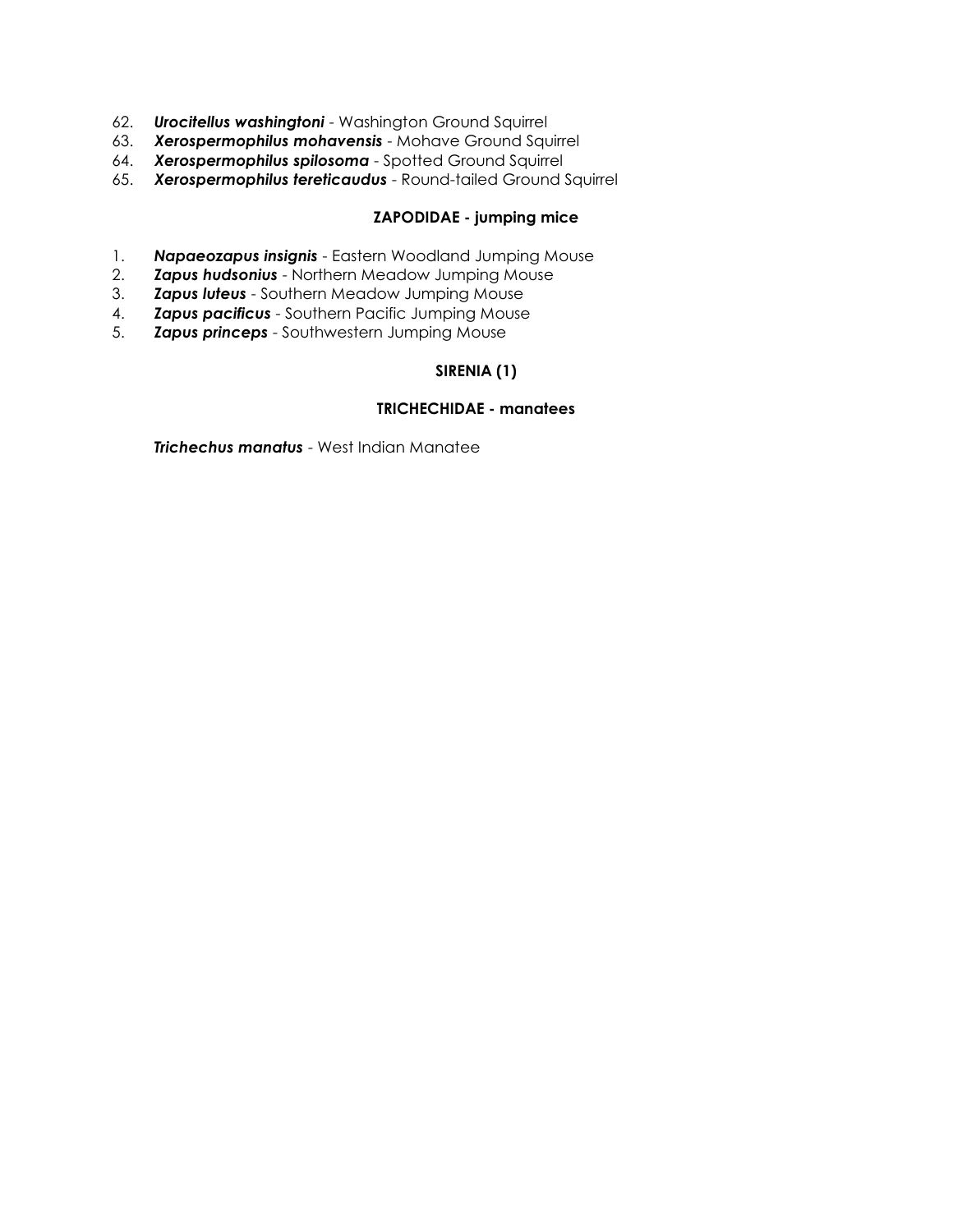62. ***Urocitellus washingtoni*** - Washington Ground Squirrel
63. ***Xerospermophilus mohavensis*** - Mohave Ground Squirrel
64. ***Xerospermophilus spilosoma*** - Spotted Ground Squirrel
65. ***Xerospermophilus tereticaudus*** - Round-tailed Ground Squirrel

**ZAPODIDAE - jumping mice**

1. ***Napaeozapus insignis*** - Eastern Woodland Jumping Mouse
2. ***Zapus hudsonius*** - Northern Meadow Jumping Mouse
3. ***Zapus luteus*** - Southern Meadow Jumping Mouse
4. ***Zapus pacificus*** - Southern Pacific Jumping Mouse
5. ***Zapus princeps*** - Southwestern Jumping Mouse

**SIRENIA (1)**

**TRICHECHIDAE - manatees**

***Trichechus manatus*** - West Indian Manatee